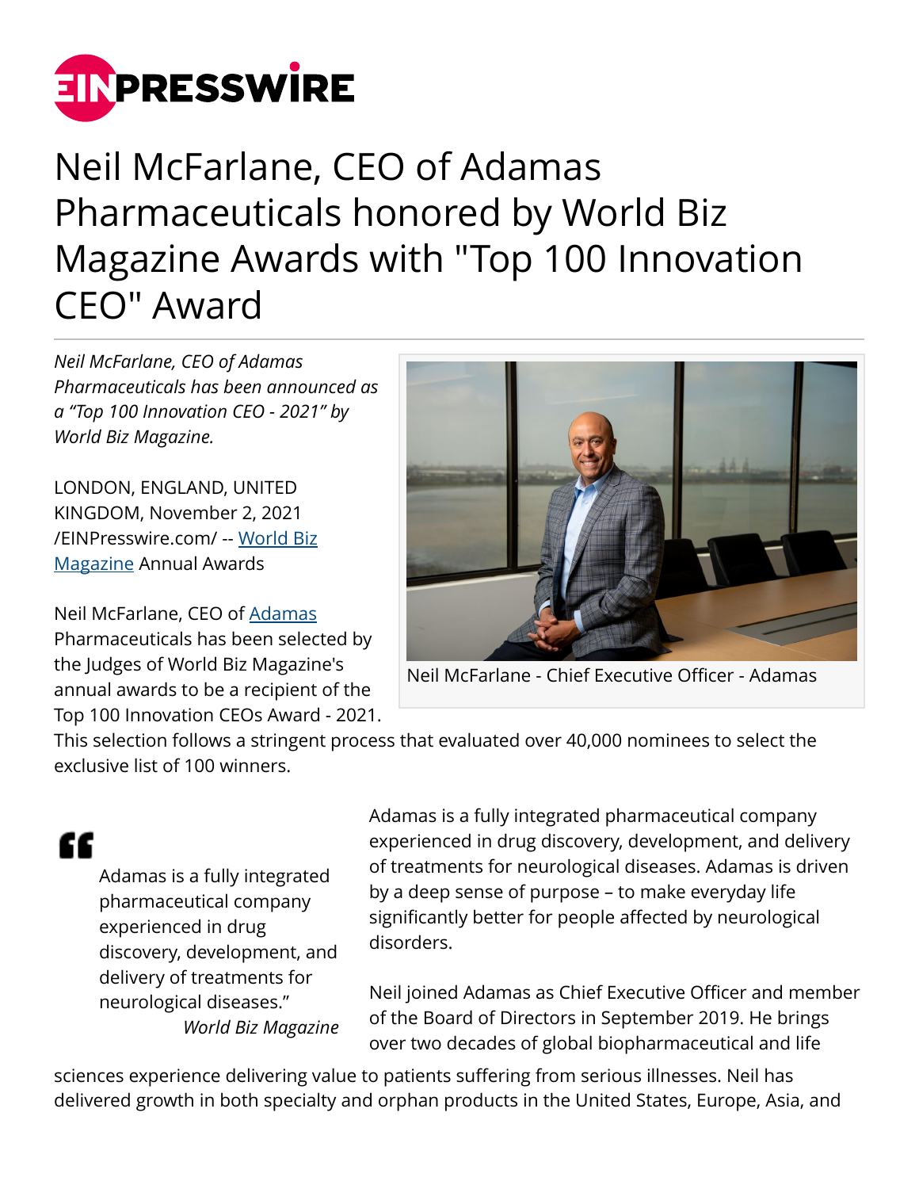EINPRESSWIRE

# Neil McFarlane, CEO of Adamas Pharmaceuticals honored by World Biz Magazine Awards with "Top 100 Innovation CEO" Award

*Neil McFarlane, CEO of Adamas Pharmaceuticals has been announced as a "Top 100 Innovation CEO - 2021" by World Biz Magazine.*

Neil McFarlane - Chief Executive Officer - Adamas

LONDON, ENGLAND, UNITED KINGDOM, November 2, 2021 /EINPresswire.com/ -- World Biz Magazine Annual Awards

Neil McFarlane, CEO of Adamas Pharmaceuticals has been selected by the Judges of World Biz Magazine's annual awards to be a recipient of the Top 100 Innovation CEOs Award - 2021. This selection follows a stringent process that evaluated over 40,000 nominees to select the exclusive list of 100 winners.

> "Adamas is a fully integrated pharmaceutical company experienced in drug discovery, development, and delivery of treatments for neurological diseases."
>
> *World Biz Magazine*

Adamas is a fully integrated pharmaceutical company experienced in drug discovery, development, and delivery of treatments for neurological diseases. Adamas is driven by a deep sense of purpose – to make everyday life significantly better for people affected by neurological disorders.

Neil joined Adamas as Chief Executive Officer and member of the Board of Directors in September 2019. He brings over two decades of global biopharmaceutical and life sciences experience delivering value to patients suffering from serious illnesses. Neil has delivered growth in both specialty and orphan products in the United States, Europe, Asia, and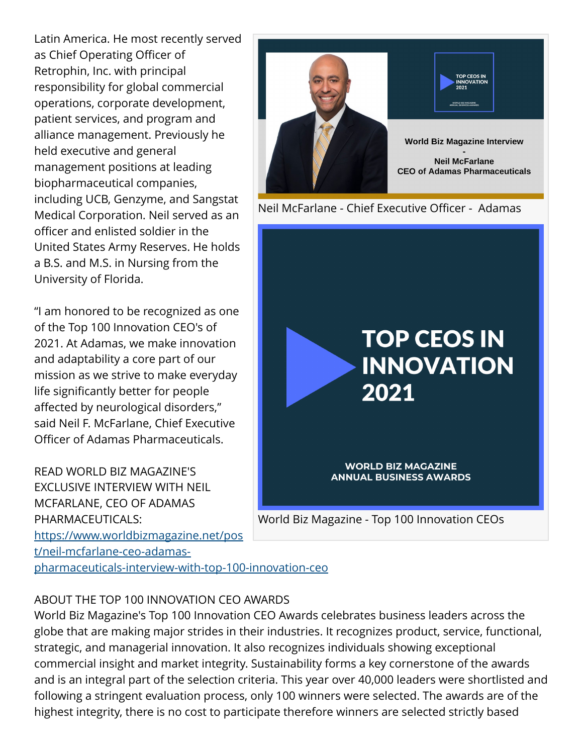Latin America. He most recently served as Chief Operating Officer of Retrophin, Inc. with principal responsibility for global commercial operations, corporate development, patient services, and program and alliance management. Previously he held executive and general management positions at leading biopharmaceutical companies, including UCB, Genzyme, and Sangstat Medical Corporation. Neil served as an officer and enlisted soldier in the United States Army Reserves. He holds a B.S. and M.S. in Nursing from the University of Florida.

Neil McFarlane - Chief Executive Officer - Adamas

World Biz Magazine - Top 100 Innovation CEOs

"I am honored to be recognized as one of the Top 100 Innovation CEO's of 2021. At Adamas, we make innovation and adaptability a core part of our mission as we strive to make everyday life significantly better for people affected by neurological disorders," said Neil F. McFarlane, Chief Executive Officer of Adamas Pharmaceuticals.

READ WORLD BIZ MAGAZINE'S EXCLUSIVE INTERVIEW WITH NEIL MCFARLANE, CEO OF ADAMAS PHARMACEUTICALS: [https://www.worldbizmagazine.net/post/neil-mcfarlane-ceo-adamas-pharmaceuticals-interview-with-top-100-innovation-ceo](https://www.worldbizmagazine.net/post/neil-mcfarlane-ceo-adamas-pharmaceuticals-interview-with-top-100-innovation-ceo)

ABOUT THE TOP 100 INNOVATION CEO AWARDS

World Biz Magazine's Top 100 Innovation CEO Awards celebrates business leaders across the globe that are making major strides in their industries. It recognizes product, service, functional, strategic, and managerial innovation. It also recognizes individuals showing exceptional commercial insight and market integrity. Sustainability forms a key cornerstone of the awards and is an integral part of the selection criteria. This year over 40,000 leaders were shortlisted and following a stringent evaluation process, only 100 winners were selected. The awards are of the highest integrity, there is no cost to participate therefore winners are selected strictly based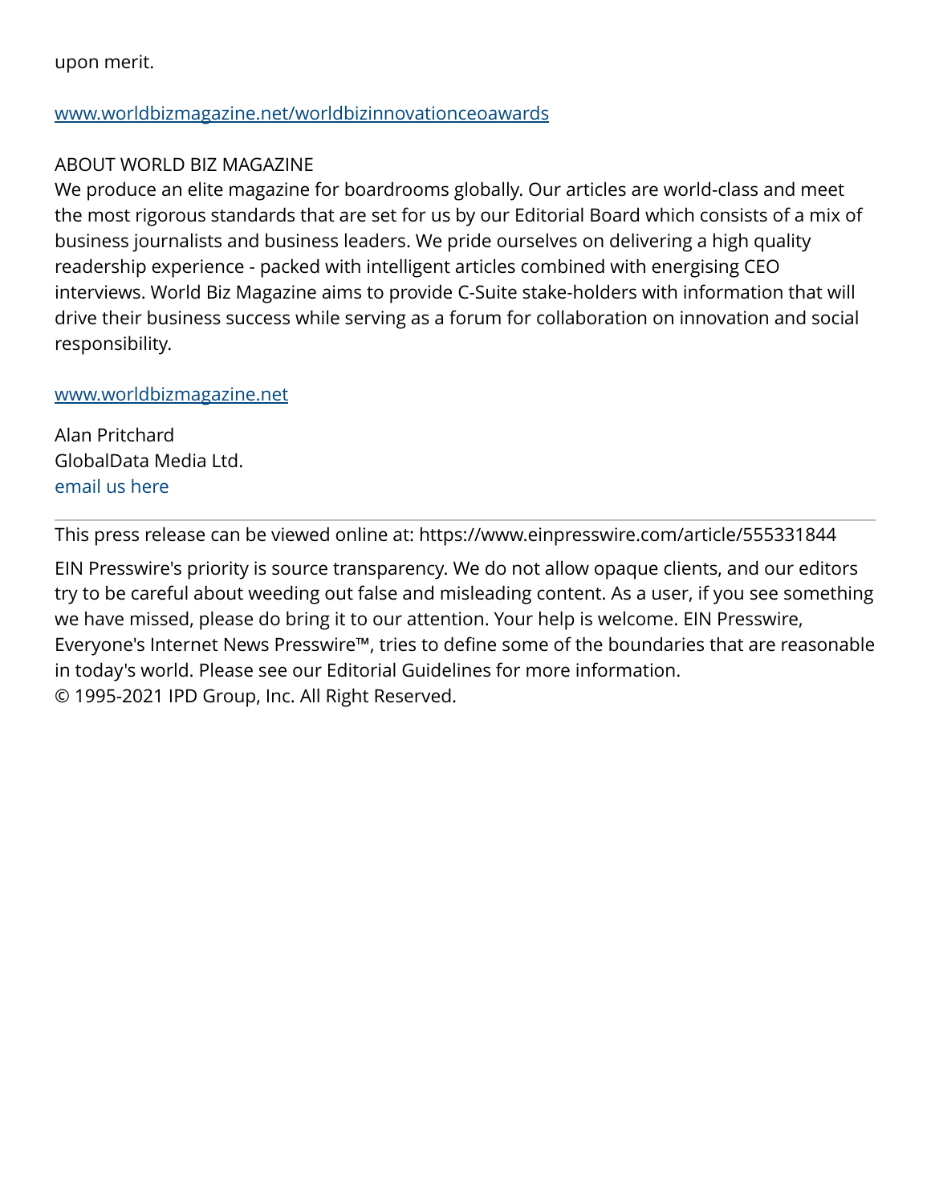upon merit.

www.worldbizmagazine.net/worldbizinnovationceoawards

ABOUT WORLD BIZ MAGAZINE

We produce an elite magazine for boardrooms globally. Our articles are world-class and meet the most rigorous standards that are set for us by our Editorial Board which consists of a mix of business journalists and business leaders. We pride ourselves on delivering a high quality readership experience - packed with intelligent articles combined with energising CEO interviews. World Biz Magazine aims to provide C-Suite stake-holders with information that will drive their business success while serving as a forum for collaboration on innovation and social responsibility.

www.worldbizmagazine.net

Alan Pritchard
GlobalData Media Ltd.
email us here

---

This press release can be viewed online at: https://www.einpresswire.com/article/555331844

EIN Presswire's priority is source transparency. We do not allow opaque clients, and our editors try to be careful about weeding out false and misleading content. As a user, if you see something we have missed, please do bring it to our attention. Your help is welcome. EIN Presswire, Everyone's Internet News Presswire™, tries to define some of the boundaries that are reasonable in today's world. Please see our Editorial Guidelines for more information.
© 1995-2021 IPD Group, Inc. All Right Reserved.